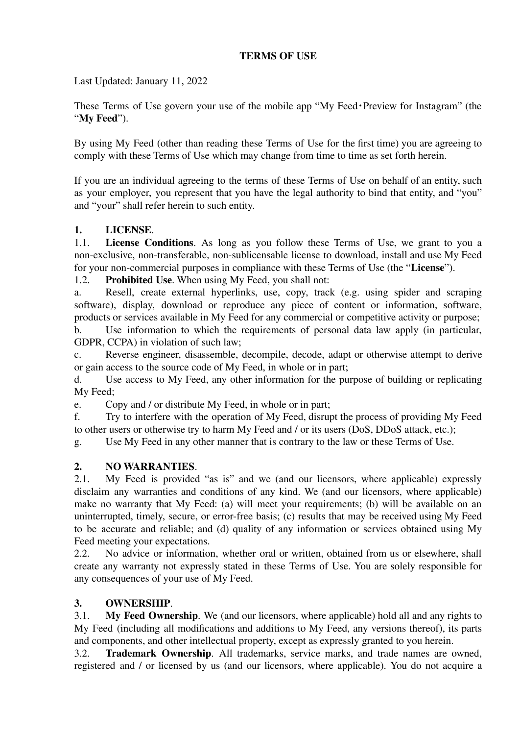# TERMS OF USE

Last Updated: January 11, 2022

These Terms of Use govern your use of the mobile app “My Feed・Preview for Instagram” (the “**My Feed**”).

By using My Feed (other than reading these Terms of Use for the first time) you are agreeing to comply with these Terms of Use which may change from time to time as set forth herein.

If you are an individual agreeing to the terms of these Terms of Use on behalf of an entity, such as your employer, you represent that you have the legal authority to bind that entity, and “you” and “your” shall refer herein to such entity.

**1. LICENSE**.

1.1. **License Conditions**. As long as you follow these Terms of Use, we grant to you a non-exclusive, non-transferable, non-sublicensable license to download, install and use My Feed for your non-commercial purposes in compliance with these Terms of Use (the “**License**”).

1.2. **Prohibited Use**. When using My Feed, you shall not:

a. Resell, create external hyperlinks, use, copy, track (e.g. using spider and scraping software), display, download or reproduce any piece of content or information, software, products or services available in My Feed for any commercial or competitive activity or purpose;

b. Use information to which the requirements of personal data law apply (in particular, GDPR, CCPA) in violation of such law;

c. Reverse engineer, disassemble, decompile, decode, adapt or otherwise attempt to derive or gain access to the source code of My Feed, in whole or in part;

d. Use access to My Feed, any other information for the purpose of building or replicating My Feed;

e. Copy and / or distribute My Feed, in whole or in part;

f. Try to interfere with the operation of My Feed, disrupt the process of providing My Feed to other users or otherwise try to harm My Feed and / or its users (DoS, DDoS attack, etc.);

g. Use My Feed in any other manner that is contrary to the law or these Terms of Use.

**2. NO WARRANTIES**.

2.1. My Feed is provided “as is” and we (and our licensors, where applicable) expressly disclaim any warranties and conditions of any kind. We (and our licensors, where applicable) make no warranty that My Feed: (a) will meet your requirements; (b) will be available on an uninterrupted, timely, secure, or error-free basis; (c) results that may be received using My Feed to be accurate and reliable; and (d) quality of any information or services obtained using My Feed meeting your expectations.

2.2. No advice or information, whether oral or written, obtained from us or elsewhere, shall create any warranty not expressly stated in these Terms of Use. You are solely responsible for any consequences of your use of My Feed.

**3. OWNERSHIP**.

3.1. **My Feed Ownership**. We (and our licensors, where applicable) hold all and any rights to My Feed (including all modifications and additions to My Feed, any versions thereof), its parts and components, and other intellectual property, except as expressly granted to you herein.

3.2. **Trademark Ownership**. All trademarks, service marks, and trade names are owned, registered and / or licensed by us (and our licensors, where applicable). You do not acquire a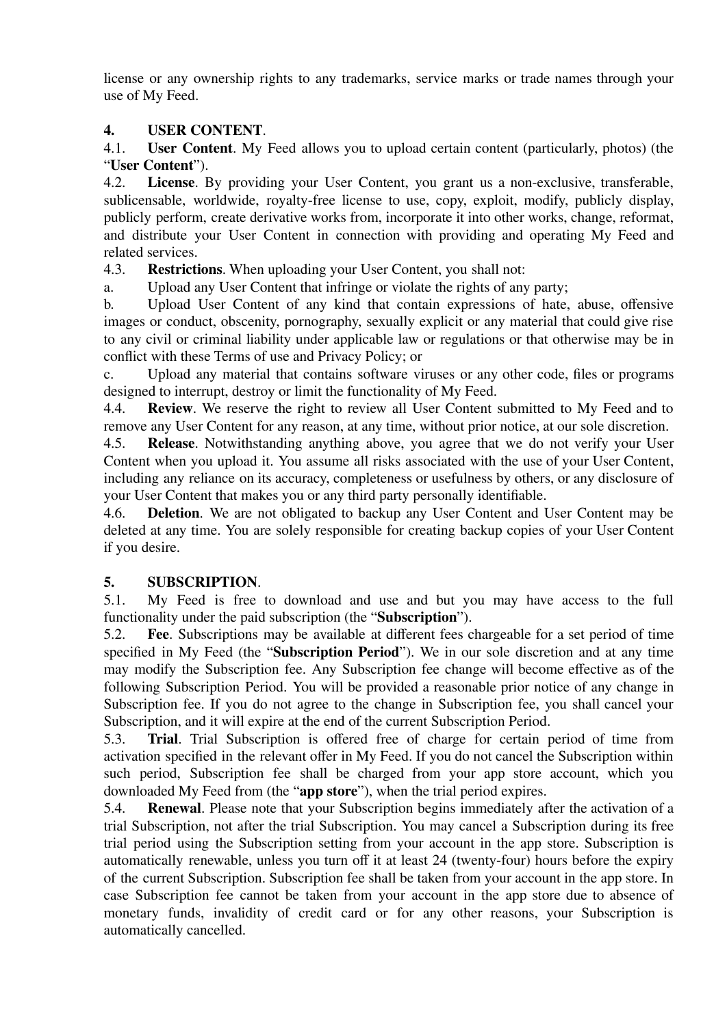license or any ownership rights to any trademarks, service marks or trade names through your use of My Feed.

**4. USER CONTENT**.

4.1. **User Content**. My Feed allows you to upload certain content (particularly, photos) (the "**User Content**").

4.2. **License**. By providing your User Content, you grant us a non-exclusive, transferable, sublicensable, worldwide, royalty-free license to use, copy, exploit, modify, publicly display, publicly perform, create derivative works from, incorporate it into other works, change, reformat, and distribute your User Content in connection with providing and operating My Feed and related services.

4.3. **Restrictions**. When uploading your User Content, you shall not:

a. Upload any User Content that infringe or violate the rights of any party;

b. Upload User Content of any kind that contain expressions of hate, abuse, offensive images or conduct, obscenity, pornography, sexually explicit or any material that could give rise to any civil or criminal liability under applicable law or regulations or that otherwise may be in conflict with these Terms of use and Privacy Policy; or

c. Upload any material that contains software viruses or any other code, files or programs designed to interrupt, destroy or limit the functionality of My Feed.

4.4. **Review**. We reserve the right to review all User Content submitted to My Feed and to remove any User Content for any reason, at any time, without prior notice, at our sole discretion.

4.5. **Release**. Notwithstanding anything above, you agree that we do not verify your User Content when you upload it. You assume all risks associated with the use of your User Content, including any reliance on its accuracy, completeness or usefulness by others, or any disclosure of your User Content that makes you or any third party personally identifiable.

4.6. **Deletion**. We are not obligated to backup any User Content and User Content may be deleted at any time. You are solely responsible for creating backup copies of your User Content if you desire.

**5. SUBSCRIPTION**.

5.1. My Feed is free to download and use and but you may have access to the full functionality under the paid subscription (the "**Subscription**").

5.2. **Fee**. Subscriptions may be available at different fees chargeable for a set period of time specified in My Feed (the "**Subscription Period**"). We in our sole discretion and at any time may modify the Subscription fee. Any Subscription fee change will become effective as of the following Subscription Period. You will be provided a reasonable prior notice of any change in Subscription fee. If you do not agree to the change in Subscription fee, you shall cancel your Subscription, and it will expire at the end of the current Subscription Period.

5.3. **Trial**. Trial Subscription is offered free of charge for certain period of time from activation specified in the relevant offer in My Feed. If you do not cancel the Subscription within such period, Subscription fee shall be charged from your app store account, which you downloaded My Feed from (the "**app store**"), when the trial period expires.

5.4. **Renewal**. Please note that your Subscription begins immediately after the activation of a trial Subscription, not after the trial Subscription. You may cancel a Subscription during its free trial period using the Subscription setting from your account in the app store. Subscription is automatically renewable, unless you turn off it at least 24 (twenty-four) hours before the expiry of the current Subscription. Subscription fee shall be taken from your account in the app store. In case Subscription fee cannot be taken from your account in the app store due to absence of monetary funds, invalidity of credit card or for any other reasons, your Subscription is automatically cancelled.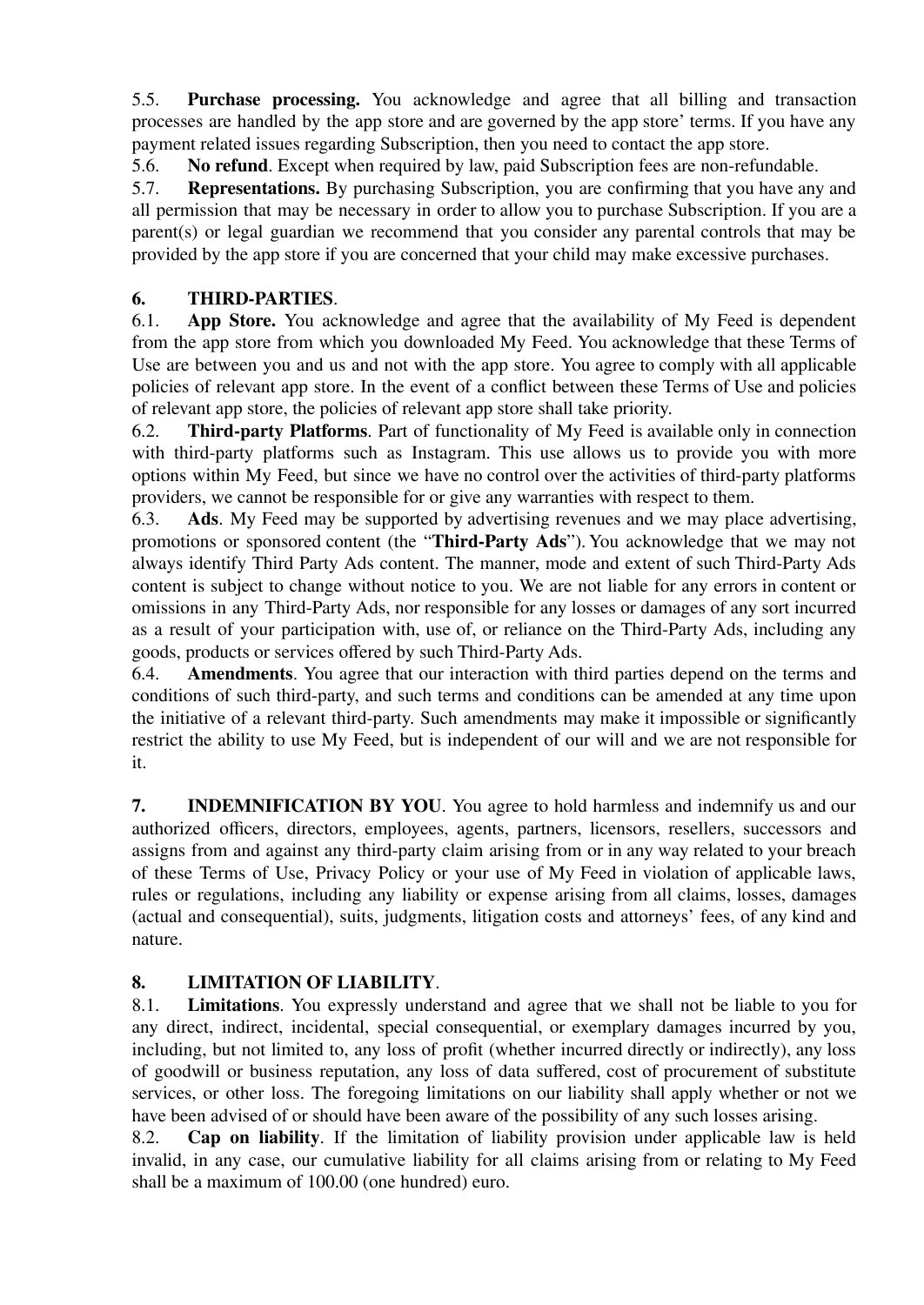5.5. **Purchase processing.** You acknowledge and agree that all billing and transaction processes are handled by the app store and are governed by the app store' terms. If you have any payment related issues regarding Subscription, then you need to contact the app store.

5.6. **No refund**. Except when required by law, paid Subscription fees are non-refundable.

5.7. **Representations.** By purchasing Subscription, you are confirming that you have any and all permission that may be necessary in order to allow you to purchase Subscription. If you are a parent(s) or legal guardian we recommend that you consider any parental controls that may be provided by the app store if you are concerned that your child may make excessive purchases.

## 6. THIRD-PARTIES.

6.1. **App Store.** You acknowledge and agree that the availability of My Feed is dependent from the app store from which you downloaded My Feed. You acknowledge that these Terms of Use are between you and us and not with the app store. You agree to comply with all applicable policies of relevant app store. In the event of a conflict between these Terms of Use and policies of relevant app store, the policies of relevant app store shall take priority.

6.2. **Third-party Platforms**. Part of functionality of My Feed is available only in connection with third-party platforms such as Instagram. This use allows us to provide you with more options within My Feed, but since we have no control over the activities of third-party platforms providers, we cannot be responsible for or give any warranties with respect to them.

6.3. **Ads**. My Feed may be supported by advertising revenues and we may place advertising, promotions or sponsored content (the "**Third-Party Ads**"). You acknowledge that we may not always identify Third Party Ads content. The manner, mode and extent of such Third-Party Ads content is subject to change without notice to you. We are not liable for any errors in content or omissions in any Third-Party Ads, nor responsible for any losses or damages of any sort incurred as a result of your participation with, use of, or reliance on the Third-Party Ads, including any goods, products or services offered by such Third-Party Ads.

6.4. **Amendments**. You agree that our interaction with third parties depend on the terms and conditions of such third-party, and such terms and conditions can be amended at any time upon the initiative of a relevant third-party. Such amendments may make it impossible or significantly restrict the ability to use My Feed, but is independent of our will and we are not responsible for it.

**7. INDEMNIFICATION BY YOU**. You agree to hold harmless and indemnify us and our authorized officers, directors, employees, agents, partners, licensors, resellers, successors and assigns from and against any third-party claim arising from or in any way related to your breach of these Terms of Use, Privacy Policy or your use of My Feed in violation of applicable laws, rules or regulations, including any liability or expense arising from all claims, losses, damages (actual and consequential), suits, judgments, litigation costs and attorneys' fees, of any kind and nature.

## 8. LIMITATION OF LIABILITY.

8.1. **Limitations**. You expressly understand and agree that we shall not be liable to you for any direct, indirect, incidental, special consequential, or exemplary damages incurred by you, including, but not limited to, any loss of profit (whether incurred directly or indirectly), any loss of goodwill or business reputation, any loss of data suffered, cost of procurement of substitute services, or other loss. The foregoing limitations on our liability shall apply whether or not we have been advised of or should have been aware of the possibility of any such losses arising.

8.2. **Cap on liability**. If the limitation of liability provision under applicable law is held invalid, in any case, our cumulative liability for all claims arising from or relating to My Feed shall be a maximum of 100.00 (one hundred) euro.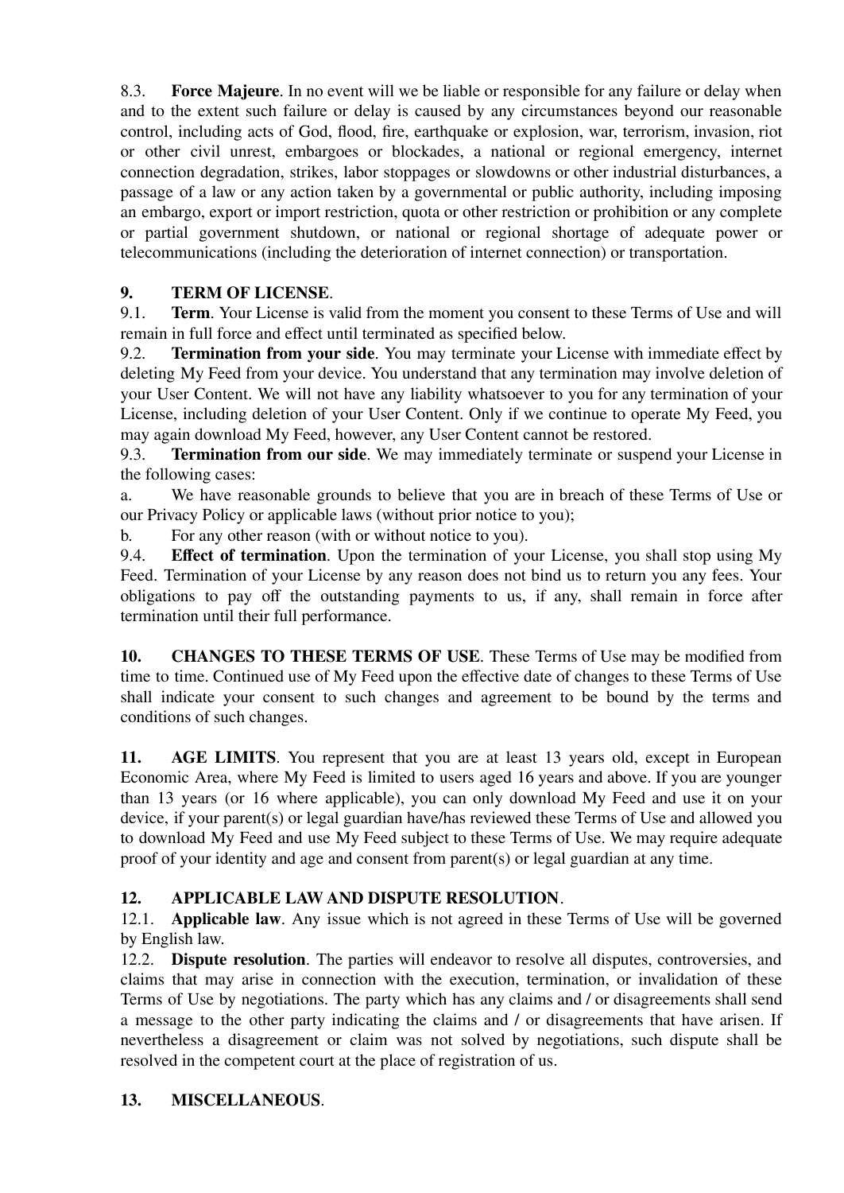8.3. **Force Majeure**. In no event will we be liable or responsible for any failure or delay when and to the extent such failure or delay is caused by any circumstances beyond our reasonable control, including acts of God, flood, fire, earthquake or explosion, war, terrorism, invasion, riot or other civil unrest, embargoes or blockades, a national or regional emergency, internet connection degradation, strikes, labor stoppages or slowdowns or other industrial disturbances, a passage of a law or any action taken by a governmental or public authority, including imposing an embargo, export or import restriction, quota or other restriction or prohibition or any complete or partial government shutdown, or national or regional shortage of adequate power or telecommunications (including the deterioration of internet connection) or transportation.

**9. TERM OF LICENSE**.

9.1. **Term**. Your License is valid from the moment you consent to these Terms of Use and will remain in full force and effect until terminated as specified below.

9.2. **Termination from your side**. You may terminate your License with immediate effect by deleting My Feed from your device. You understand that any termination may involve deletion of your User Content. We will not have any liability whatsoever to you for any termination of your License, including deletion of your User Content. Only if we continue to operate My Feed, you may again download My Feed, however, any User Content cannot be restored.

9.3. **Termination from our side**. We may immediately terminate or suspend your License in the following cases:

a. We have reasonable grounds to believe that you are in breach of these Terms of Use or our Privacy Policy or applicable laws (without prior notice to you);

b. For any other reason (with or without notice to you).

9.4. **Effect of termination**. Upon the termination of your License, you shall stop using My Feed. Termination of your License by any reason does not bind us to return you any fees. Your obligations to pay off the outstanding payments to us, if any, shall remain in force after termination until their full performance.

**10. CHANGES TO THESE TERMS OF USE**. These Terms of Use may be modified from time to time. Continued use of My Feed upon the effective date of changes to these Terms of Use shall indicate your consent to such changes and agreement to be bound by the terms and conditions of such changes.

**11. AGE LIMITS**. You represent that you are at least 13 years old, except in European Economic Area, where My Feed is limited to users aged 16 years and above. If you are younger than 13 years (or 16 where applicable), you can only download My Feed and use it on your device, if your parent(s) or legal guardian have/has reviewed these Terms of Use and allowed you to download My Feed and use My Feed subject to these Terms of Use. We may require adequate proof of your identity and age and consent from parent(s) or legal guardian at any time.

**12. APPLICABLE LAW AND DISPUTE RESOLUTION**.

12.1. **Applicable law**. Any issue which is not agreed in these Terms of Use will be governed by English law.

12.2. **Dispute resolution**. The parties will endeavor to resolve all disputes, controversies, and claims that may arise in connection with the execution, termination, or invalidation of these Terms of Use by negotiations. The party which has any claims and / or disagreements shall send a message to the other party indicating the claims and / or disagreements that have arisen. If nevertheless a disagreement or claim was not solved by negotiations, such dispute shall be resolved in the competent court at the place of registration of us.

**13. MISCELLANEOUS**.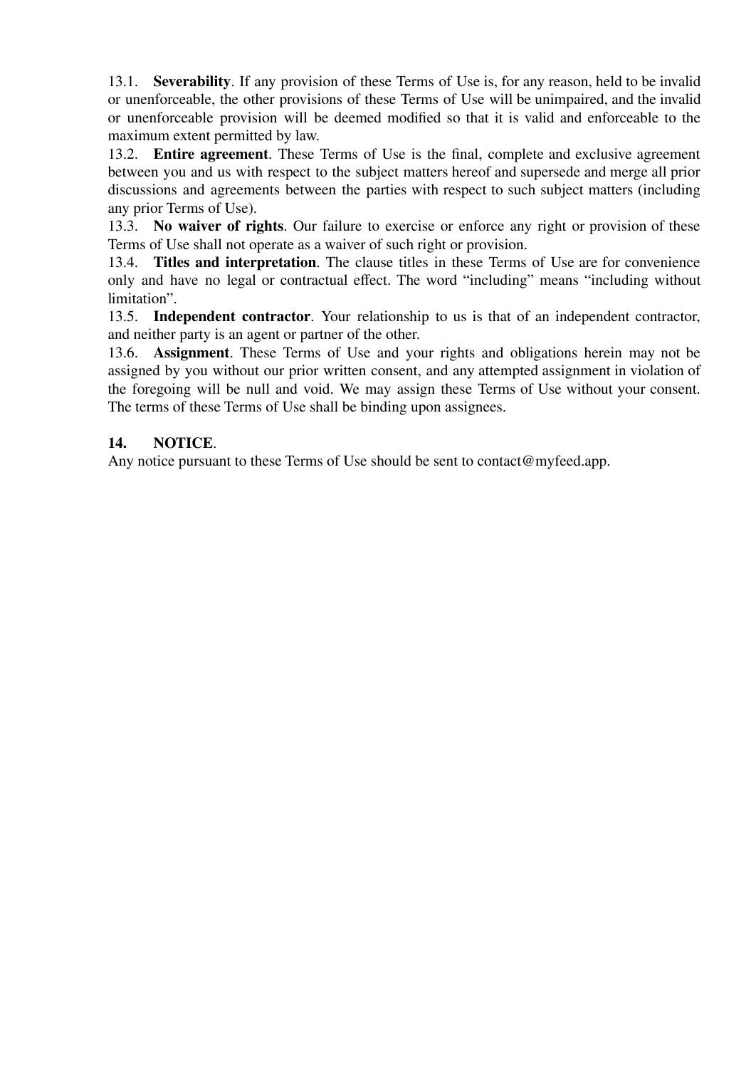13.1. **Severability**. If any provision of these Terms of Use is, for any reason, held to be invalid or unenforceable, the other provisions of these Terms of Use will be unimpaired, and the invalid or unenforceable provision will be deemed modified so that it is valid and enforceable to the maximum extent permitted by law.

13.2. **Entire agreement**. These Terms of Use is the final, complete and exclusive agreement between you and us with respect to the subject matters hereof and supersede and merge all prior discussions and agreements between the parties with respect to such subject matters (including any prior Terms of Use).

13.3. **No waiver of rights**. Our failure to exercise or enforce any right or provision of these Terms of Use shall not operate as a waiver of such right or provision.

13.4. **Titles and interpretation**. The clause titles in these Terms of Use are for convenience only and have no legal or contractual effect. The word "including" means "including without limitation".

13.5. **Independent contractor**. Your relationship to us is that of an independent contractor, and neither party is an agent or partner of the other.

13.6. **Assignment**. These Terms of Use and your rights and obligations herein may not be assigned by you without our prior written consent, and any attempted assignment in violation of the foregoing will be null and void. We may assign these Terms of Use without your consent. The terms of these Terms of Use shall be binding upon assignees.

## 14. NOTICE.

Any notice pursuant to these Terms of Use should be sent to contact@myfeed.app.